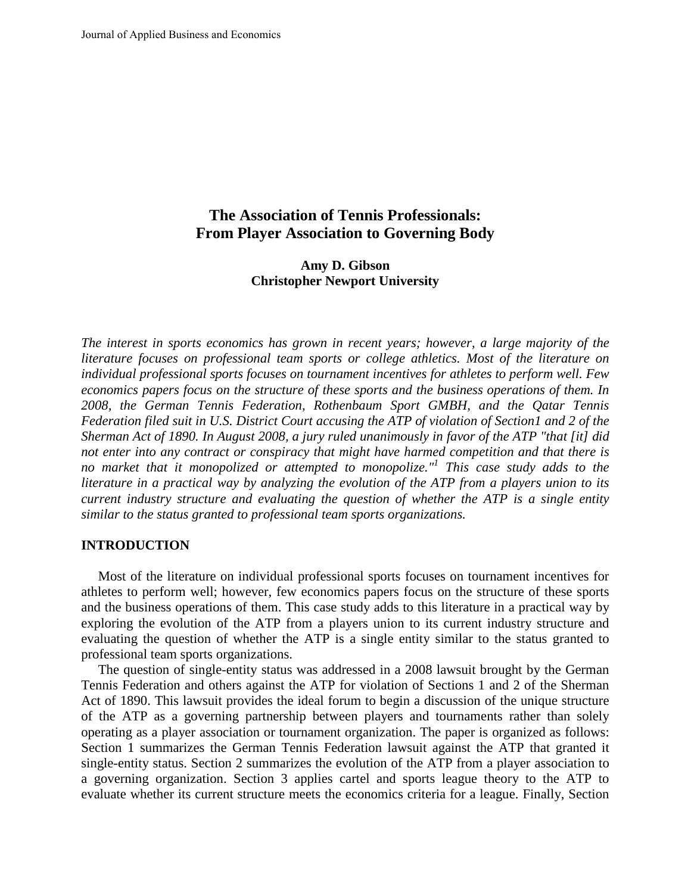# The Association of Tennis Professionals: From Player Association to Governing Body

**Amy D. Gibson**
**Christopher Newport University**

*The interest in sports economics has grown in recent years; however, a large majority of the literature focuses on professional team sports or college athletics. Most of the literature on individual professional sports focuses on tournament incentives for athletes to perform well. Few economics papers focus on the structure of these sports and the business operations of them. In 2008, the German Tennis Federation, Rothenbaum Sport GMBH, and the Qatar Tennis Federation filed suit in U.S. District Court accusing the ATP of violation of Section1 and 2 of the Sherman Act of 1890. In August 2008, a jury ruled unanimously in favor of the ATP "that [it] did not enter into any contract or conspiracy that might have harmed competition and that there is no market that it monopolized or attempted to monopolize."[1] This case study adds to the literature in a practical way by analyzing the evolution of the ATP from a players union to its current industry structure and evaluating the question of whether the ATP is a single entity similar to the status granted to professional team sports organizations.*

## INTRODUCTION

Most of the literature on individual professional sports focuses on tournament incentives for athletes to perform well; however, few economics papers focus on the structure of these sports and the business operations of them. This case study adds to this literature in a practical way by exploring the evolution of the ATP from a players union to its current industry structure and evaluating the question of whether the ATP is a single entity similar to the status granted to professional team sports organizations.

The question of single-entity status was addressed in a 2008 lawsuit brought by the German Tennis Federation and others against the ATP for violation of Sections 1 and 2 of the Sherman Act of 1890. This lawsuit provides the ideal forum to begin a discussion of the unique structure of the ATP as a governing partnership between players and tournaments rather than solely operating as a player association or tournament organization. The paper is organized as follows: Section 1 summarizes the German Tennis Federation lawsuit against the ATP that granted it single-entity status. Section 2 summarizes the evolution of the ATP from a player association to a governing organization. Section 3 applies cartel and sports league theory to the ATP to evaluate whether its current structure meets the economics criteria for a league. Finally, Section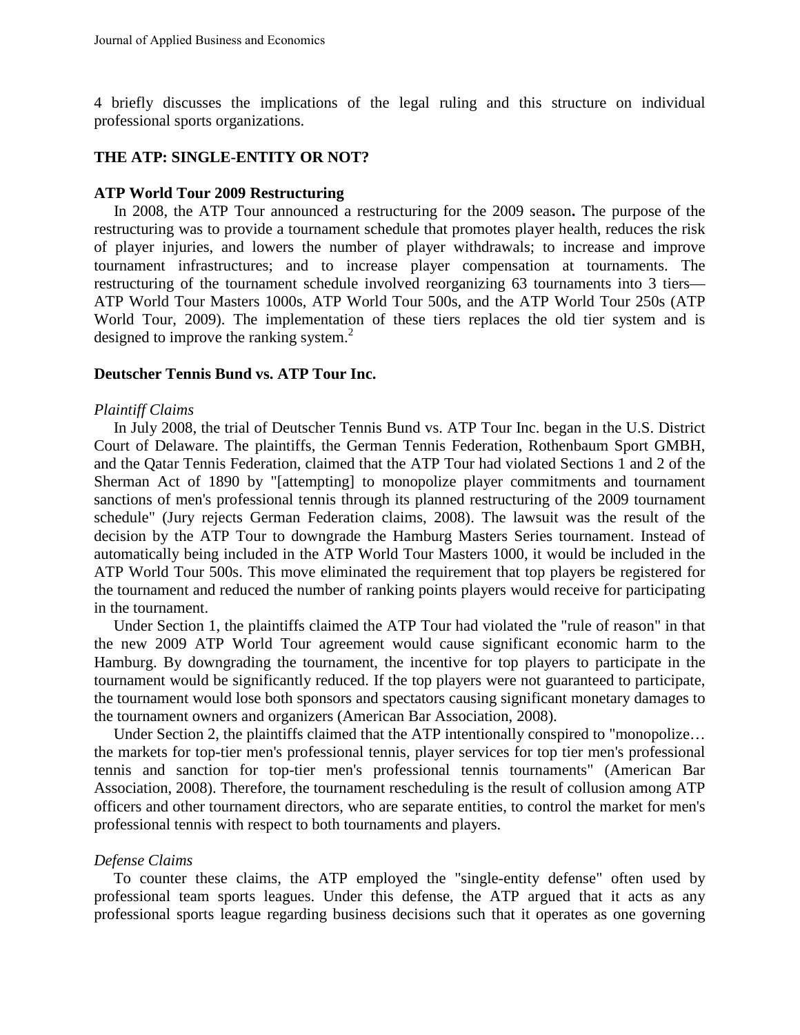4 briefly discusses the implications of the legal ruling and this structure on individual professional sports organizations.

## THE ATP: SINGLE-ENTITY OR NOT?

### ATP World Tour 2009 Restructuring

In 2008, the ATP Tour announced a restructuring for the 2009 season**.** The purpose of the restructuring was to provide a tournament schedule that promotes player health, reduces the risk of player injuries, and lowers the number of player withdrawals; to increase and improve tournament infrastructures; and to increase player compensation at tournaments. The restructuring of the tournament schedule involved reorganizing 63 tournaments into 3 tiers—ATP World Tour Masters 1000s, ATP World Tour 500s, and the ATP World Tour 250s (ATP World Tour, 2009). The implementation of these tiers replaces the old tier system and is designed to improve the ranking system.[2]

### Deutscher Tennis Bund vs. ATP Tour Inc.

*Plaintiff Claims*

In July 2008, the trial of Deutscher Tennis Bund vs. ATP Tour Inc. began in the U.S. District Court of Delaware. The plaintiffs, the German Tennis Federation, Rothenbaum Sport GMBH, and the Qatar Tennis Federation, claimed that the ATP Tour had violated Sections 1 and 2 of the Sherman Act of 1890 by "[attempting] to monopolize player commitments and tournament sanctions of men's professional tennis through its planned restructuring of the 2009 tournament schedule" (Jury rejects German Federation claims, 2008). The lawsuit was the result of the decision by the ATP Tour to downgrade the Hamburg Masters Series tournament. Instead of automatically being included in the ATP World Tour Masters 1000, it would be included in the ATP World Tour 500s. This move eliminated the requirement that top players be registered for the tournament and reduced the number of ranking points players would receive for participating in the tournament.

Under Section 1, the plaintiffs claimed the ATP Tour had violated the "rule of reason" in that the new 2009 ATP World Tour agreement would cause significant economic harm to the Hamburg. By downgrading the tournament, the incentive for top players to participate in the tournament would be significantly reduced. If the top players were not guaranteed to participate, the tournament would lose both sponsors and spectators causing significant monetary damages to the tournament owners and organizers (American Bar Association, 2008).

Under Section 2, the plaintiffs claimed that the ATP intentionally conspired to "monopolize… the markets for top-tier men's professional tennis, player services for top tier men's professional tennis and sanction for top-tier men's professional tennis tournaments" (American Bar Association, 2008). Therefore, the tournament rescheduling is the result of collusion among ATP officers and other tournament directors, who are separate entities, to control the market for men's professional tennis with respect to both tournaments and players.

*Defense Claims*

To counter these claims, the ATP employed the "single-entity defense" often used by professional team sports leagues. Under this defense, the ATP argued that it acts as any professional sports league regarding business decisions such that it operates as one governing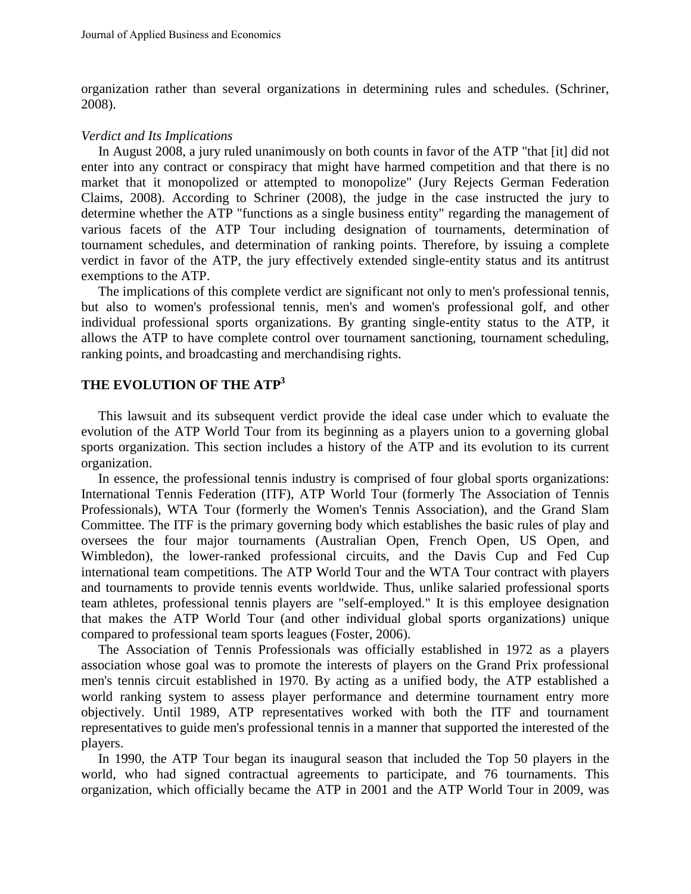organization rather than several organizations in determining rules and schedules. (Schriner, 2008).

*Verdict and Its Implications*

In August 2008, a jury ruled unanimously on both counts in favor of the ATP "that [it] did not enter into any contract or conspiracy that might have harmed competition and that there is no market that it monopolized or attempted to monopolize" (Jury Rejects German Federation Claims, 2008). According to Schriner (2008), the judge in the case instructed the jury to determine whether the ATP "functions as a single business entity" regarding the management of various facets of the ATP Tour including designation of tournaments, determination of tournament schedules, and determination of ranking points. Therefore, by issuing a complete verdict in favor of the ATP, the jury effectively extended single-entity status and its antitrust exemptions to the ATP.

The implications of this complete verdict are significant not only to men's professional tennis, but also to women's professional tennis, men's and women's professional golf, and other individual professional sports organizations. By granting single-entity status to the ATP, it allows the ATP to have complete control over tournament sanctioning, tournament scheduling, ranking points, and broadcasting and merchandising rights.

## THE EVOLUTION OF THE ATP[3]

This lawsuit and its subsequent verdict provide the ideal case under which to evaluate the evolution of the ATP World Tour from its beginning as a players union to a governing global sports organization. This section includes a history of the ATP and its evolution to its current organization.

In essence, the professional tennis industry is comprised of four global sports organizations: International Tennis Federation (ITF), ATP World Tour (formerly The Association of Tennis Professionals), WTA Tour (formerly the Women's Tennis Association), and the Grand Slam Committee. The ITF is the primary governing body which establishes the basic rules of play and oversees the four major tournaments (Australian Open, French Open, US Open, and Wimbledon), the lower-ranked professional circuits, and the Davis Cup and Fed Cup international team competitions. The ATP World Tour and the WTA Tour contract with players and tournaments to provide tennis events worldwide. Thus, unlike salaried professional sports team athletes, professional tennis players are "self-employed." It is this employee designation that makes the ATP World Tour (and other individual global sports organizations) unique compared to professional team sports leagues (Foster, 2006).

The Association of Tennis Professionals was officially established in 1972 as a players association whose goal was to promote the interests of players on the Grand Prix professional men's tennis circuit established in 1970. By acting as a unified body, the ATP established a world ranking system to assess player performance and determine tournament entry more objectively. Until 1989, ATP representatives worked with both the ITF and tournament representatives to guide men's professional tennis in a manner that supported the interested of the players.

In 1990, the ATP Tour began its inaugural season that included the Top 50 players in the world, who had signed contractual agreements to participate, and 76 tournaments. This organization, which officially became the ATP in 2001 and the ATP World Tour in 2009, was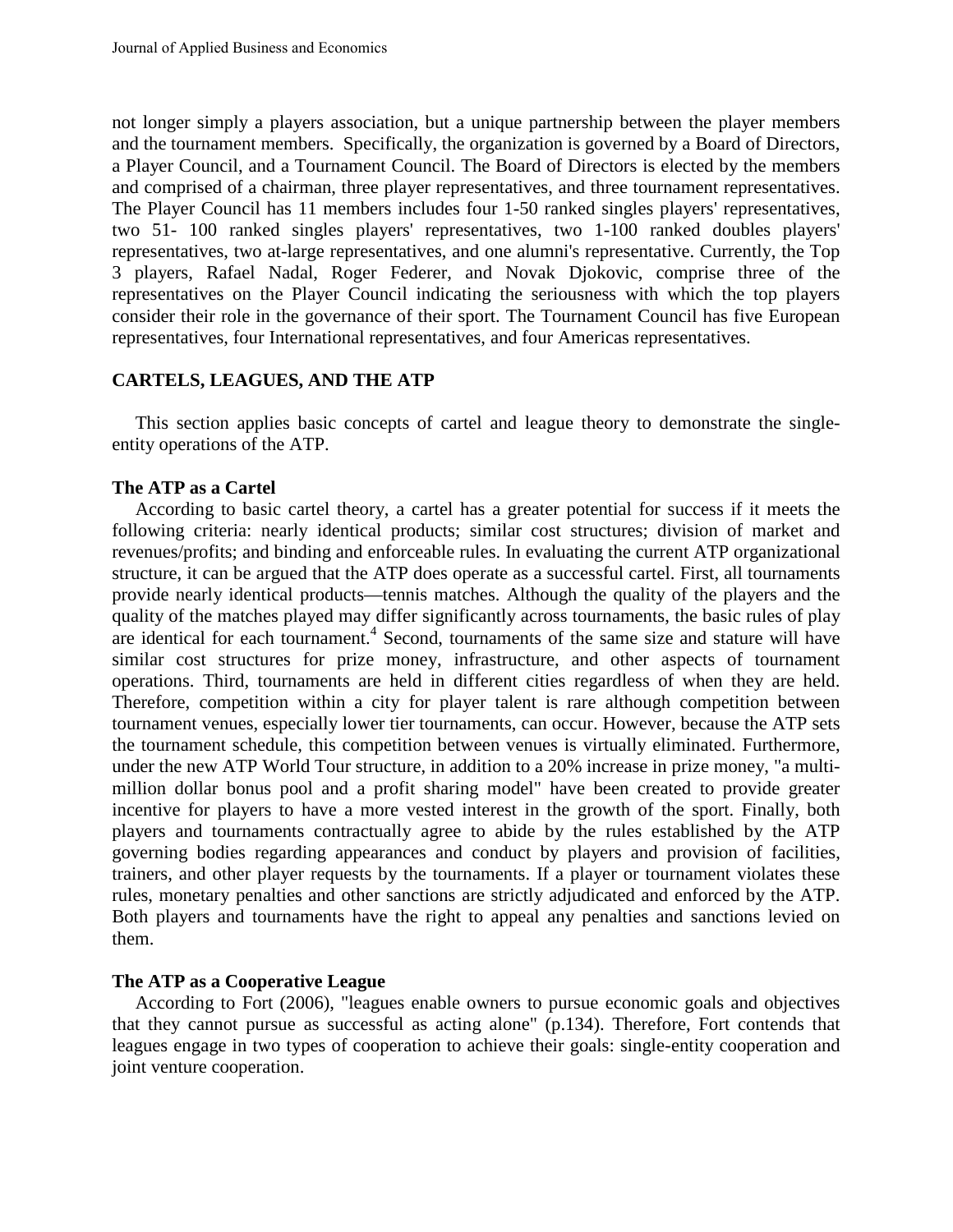not longer simply a players association, but a unique partnership between the player members and the tournament members. Specifically, the organization is governed by a Board of Directors, a Player Council, and a Tournament Council. The Board of Directors is elected by the members and comprised of a chairman, three player representatives, and three tournament representatives. The Player Council has 11 members includes four 1-50 ranked singles players' representatives, two 51- 100 ranked singles players' representatives, two 1-100 ranked doubles players' representatives, two at-large representatives, and one alumni's representative. Currently, the Top 3 players, Rafael Nadal, Roger Federer, and Novak Djokovic, comprise three of the representatives on the Player Council indicating the seriousness with which the top players consider their role in the governance of their sport. The Tournament Council has five European representatives, four International representatives, and four Americas representatives.

## CARTELS, LEAGUES, AND THE ATP

This section applies basic concepts of cartel and league theory to demonstrate the single-entity operations of the ATP.

### The ATP as a Cartel

According to basic cartel theory, a cartel has a greater potential for success if it meets the following criteria: nearly identical products; similar cost structures; division of market and revenues/profits; and binding and enforceable rules. In evaluating the current ATP organizational structure, it can be argued that the ATP does operate as a successful cartel. First, all tournaments provide nearly identical products—tennis matches. Although the quality of the players and the quality of the matches played may differ significantly across tournaments, the basic rules of play are identical for each tournament.[4] Second, tournaments of the same size and stature will have similar cost structures for prize money, infrastructure, and other aspects of tournament operations. Third, tournaments are held in different cities regardless of when they are held. Therefore, competition within a city for player talent is rare although competition between tournament venues, especially lower tier tournaments, can occur. However, because the ATP sets the tournament schedule, this competition between venues is virtually eliminated. Furthermore, under the new ATP World Tour structure, in addition to a 20% increase in prize money, "a multi-million dollar bonus pool and a profit sharing model" have been created to provide greater incentive for players to have a more vested interest in the growth of the sport. Finally, both players and tournaments contractually agree to abide by the rules established by the ATP governing bodies regarding appearances and conduct by players and provision of facilities, trainers, and other player requests by the tournaments. If a player or tournament violates these rules, monetary penalties and other sanctions are strictly adjudicated and enforced by the ATP. Both players and tournaments have the right to appeal any penalties and sanctions levied on them.

### The ATP as a Cooperative League

According to Fort (2006), "leagues enable owners to pursue economic goals and objectives that they cannot pursue as successful as acting alone" (p.134). Therefore, Fort contends that leagues engage in two types of cooperation to achieve their goals: single-entity cooperation and joint venture cooperation.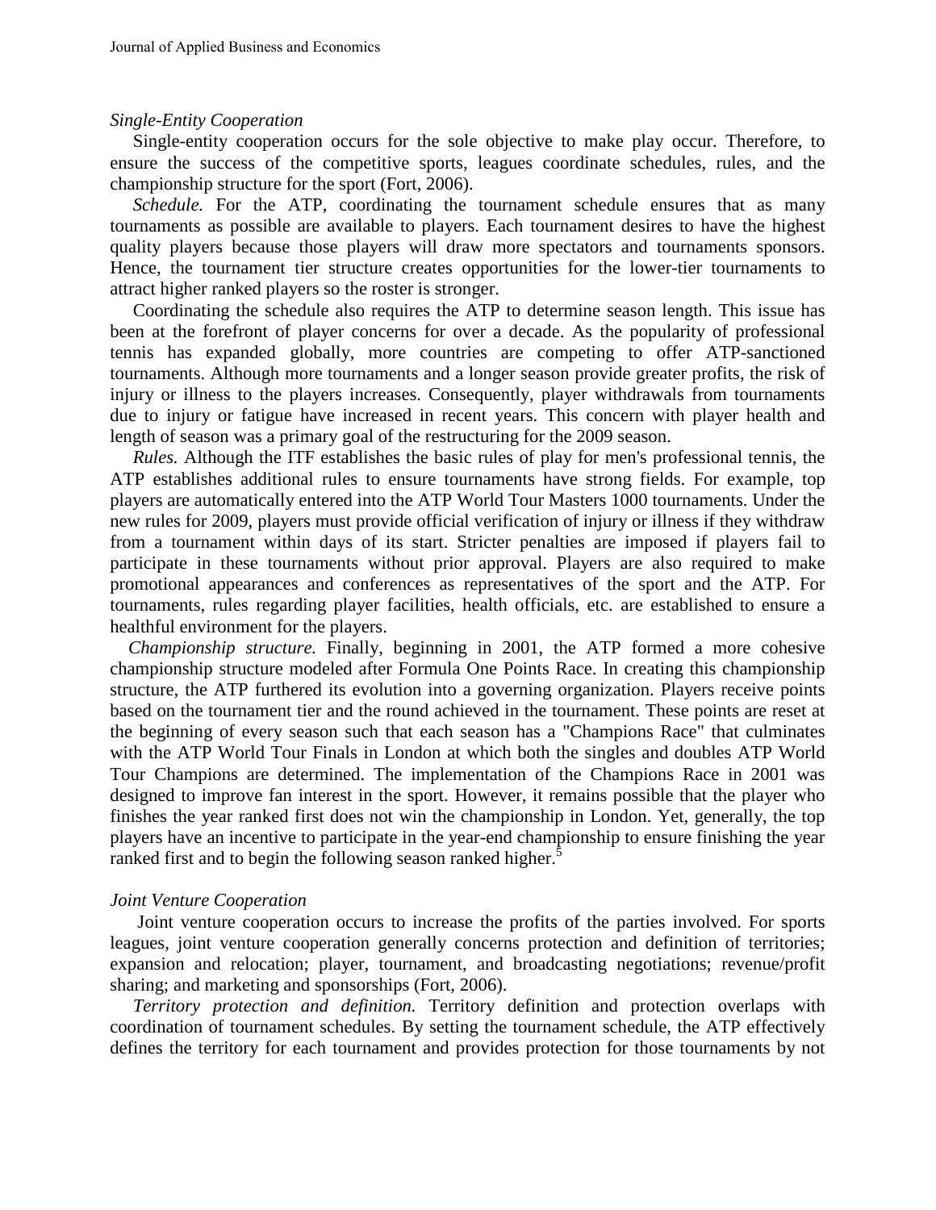*Single-Entity Cooperation*

Single-entity cooperation occurs for the sole objective to make play occur. Therefore, to ensure the success of the competitive sports, leagues coordinate schedules, rules, and the championship structure for the sport (Fort, 2006).

*Schedule.* For the ATP, coordinating the tournament schedule ensures that as many tournaments as possible are available to players. Each tournament desires to have the highest quality players because those players will draw more spectators and tournaments sponsors. Hence, the tournament tier structure creates opportunities for the lower-tier tournaments to attract higher ranked players so the roster is stronger.

Coordinating the schedule also requires the ATP to determine season length. This issue has been at the forefront of player concerns for over a decade. As the popularity of professional tennis has expanded globally, more countries are competing to offer ATP-sanctioned tournaments. Although more tournaments and a longer season provide greater profits, the risk of injury or illness to the players increases. Consequently, player withdrawals from tournaments due to injury or fatigue have increased in recent years. This concern with player health and length of season was a primary goal of the restructuring for the 2009 season.

*Rules.* Although the ITF establishes the basic rules of play for men's professional tennis, the ATP establishes additional rules to ensure tournaments have strong fields. For example, top players are automatically entered into the ATP World Tour Masters 1000 tournaments. Under the new rules for 2009, players must provide official verification of injury or illness if they withdraw from a tournament within days of its start. Stricter penalties are imposed if players fail to participate in these tournaments without prior approval. Players are also required to make promotional appearances and conferences as representatives of the sport and the ATP. For tournaments, rules regarding player facilities, health officials, etc. are established to ensure a healthful environment for the players.

*Championship structure.* Finally, beginning in 2001, the ATP formed a more cohesive championship structure modeled after Formula One Points Race. In creating this championship structure, the ATP furthered its evolution into a governing organization. Players receive points based on the tournament tier and the round achieved in the tournament. These points are reset at the beginning of every season such that each season has a "Champions Race" that culminates with the ATP World Tour Finals in London at which both the singles and doubles ATP World Tour Champions are determined. The implementation of the Champions Race in 2001 was designed to improve fan interest in the sport. However, it remains possible that the player who finishes the year ranked first does not win the championship in London. Yet, generally, the top players have an incentive to participate in the year-end championship to ensure finishing the year ranked first and to begin the following season ranked higher.[5]

*Joint Venture Cooperation*

Joint venture cooperation occurs to increase the profits of the parties involved. For sports leagues, joint venture cooperation generally concerns protection and definition of territories; expansion and relocation; player, tournament, and broadcasting negotiations; revenue/profit sharing; and marketing and sponsorships (Fort, 2006).

*Territory protection and definition.* Territory definition and protection overlaps with coordination of tournament schedules. By setting the tournament schedule, the ATP effectively defines the territory for each tournament and provides protection for those tournaments by not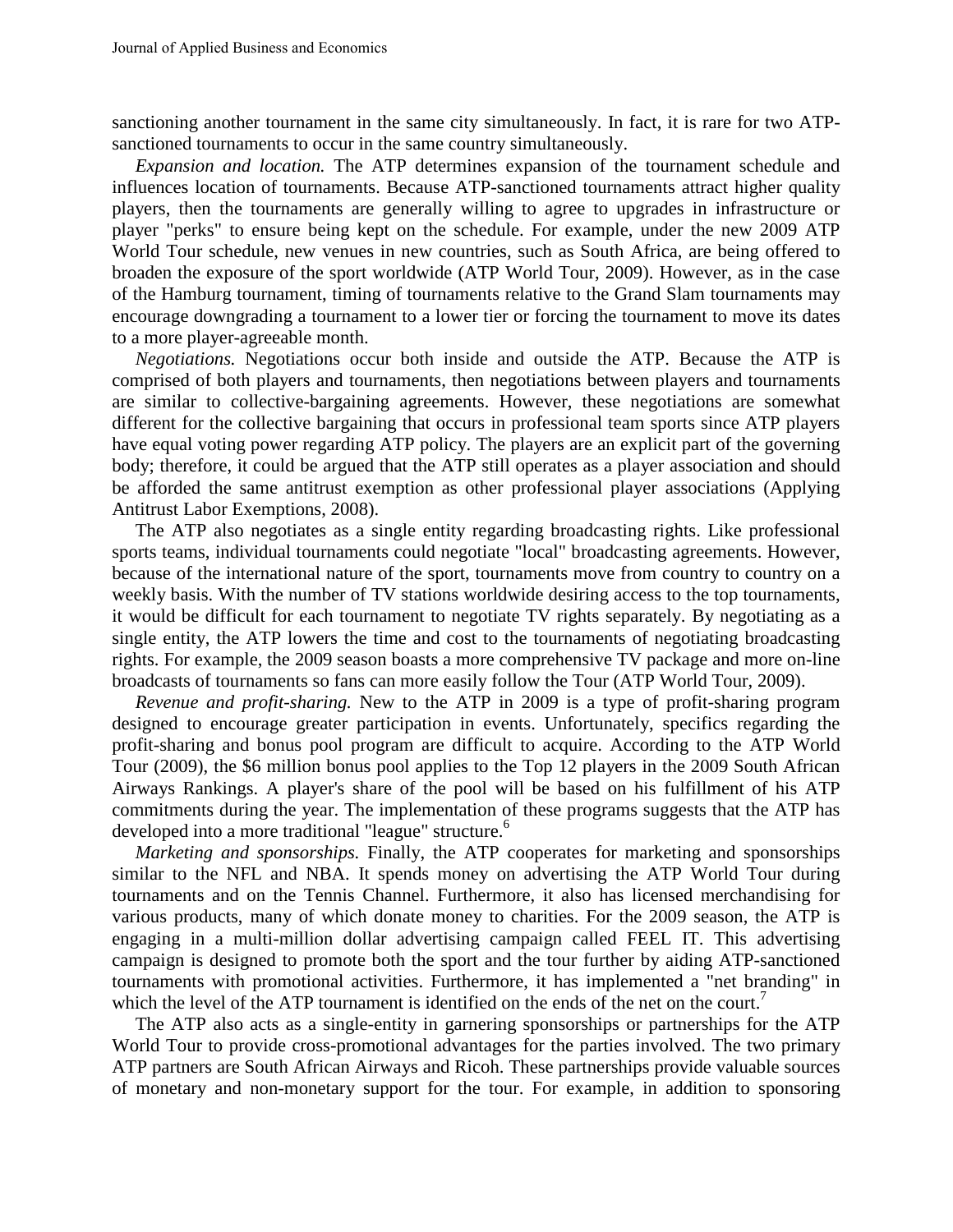sanctioning another tournament in the same city simultaneously. In fact, it is rare for two ATP-sanctioned tournaments to occur in the same country simultaneously.

*Expansion and location.* The ATP determines expansion of the tournament schedule and influences location of tournaments. Because ATP-sanctioned tournaments attract higher quality players, then the tournaments are generally willing to agree to upgrades in infrastructure or player "perks" to ensure being kept on the schedule. For example, under the new 2009 ATP World Tour schedule, new venues in new countries, such as South Africa, are being offered to broaden the exposure of the sport worldwide (ATP World Tour, 2009). However, as in the case of the Hamburg tournament, timing of tournaments relative to the Grand Slam tournaments may encourage downgrading a tournament to a lower tier or forcing the tournament to move its dates to a more player-agreeable month.

*Negotiations.* Negotiations occur both inside and outside the ATP. Because the ATP is comprised of both players and tournaments, then negotiations between players and tournaments are similar to collective-bargaining agreements. However, these negotiations are somewhat different for the collective bargaining that occurs in professional team sports since ATP players have equal voting power regarding ATP policy. The players are an explicit part of the governing body; therefore, it could be argued that the ATP still operates as a player association and should be afforded the same antitrust exemption as other professional player associations (Applying Antitrust Labor Exemptions, 2008).

The ATP also negotiates as a single entity regarding broadcasting rights. Like professional sports teams, individual tournaments could negotiate "local" broadcasting agreements. However, because of the international nature of the sport, tournaments move from country to country on a weekly basis. With the number of TV stations worldwide desiring access to the top tournaments, it would be difficult for each tournament to negotiate TV rights separately. By negotiating as a single entity, the ATP lowers the time and cost to the tournaments of negotiating broadcasting rights. For example, the 2009 season boasts a more comprehensive TV package and more on-line broadcasts of tournaments so fans can more easily follow the Tour (ATP World Tour, 2009).

*Revenue and profit-sharing.* New to the ATP in 2009 is a type of profit-sharing program designed to encourage greater participation in events. Unfortunately, specifics regarding the profit-sharing and bonus pool program are difficult to acquire. According to the ATP World Tour (2009), the $6 million bonus pool applies to the Top 12 players in the 2009 South African Airways Rankings. A player's share of the pool will be based on his fulfillment of his ATP commitments during the year. The implementation of these programs suggests that the ATP has developed into a more traditional "league" structure.[6]

*Marketing and sponsorships.* Finally, the ATP cooperates for marketing and sponsorships similar to the NFL and NBA. It spends money on advertising the ATP World Tour during tournaments and on the Tennis Channel. Furthermore, it also has licensed merchandising for various products, many of which donate money to charities. For the 2009 season, the ATP is engaging in a multi-million dollar advertising campaign called FEEL IT. This advertising campaign is designed to promote both the sport and the tour further by aiding ATP-sanctioned tournaments with promotional activities. Furthermore, it has implemented a "net branding" in which the level of the ATP tournament is identified on the ends of the net on the court.[7]

The ATP also acts as a single-entity in garnering sponsorships or partnerships for the ATP World Tour to provide cross-promotional advantages for the parties involved. The two primary ATP partners are South African Airways and Ricoh. These partnerships provide valuable sources of monetary and non-monetary support for the tour. For example, in addition to sponsoring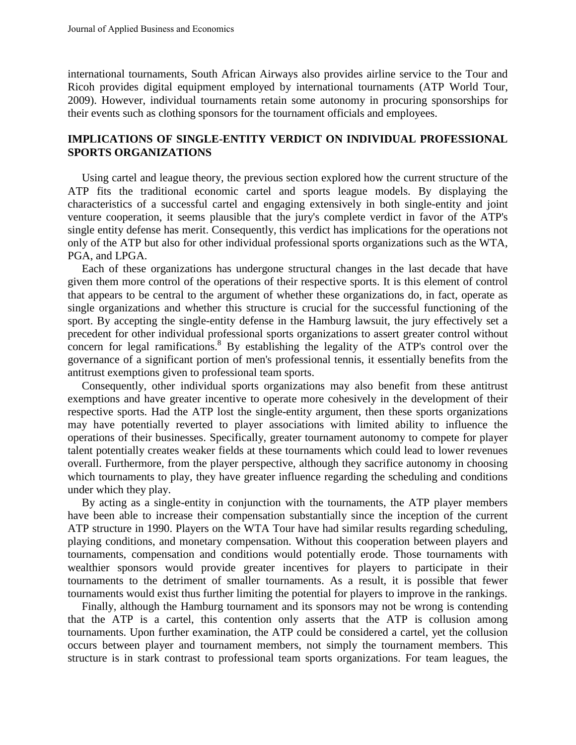international tournaments, South African Airways also provides airline service to the Tour and Ricoh provides digital equipment employed by international tournaments (ATP World Tour, 2009). However, individual tournaments retain some autonomy in procuring sponsorships for their events such as clothing sponsors for the tournament officials and employees.

## IMPLICATIONS OF SINGLE-ENTITY VERDICT ON INDIVIDUAL PROFESSIONAL SPORTS ORGANIZATIONS

Using cartel and league theory, the previous section explored how the current structure of the ATP fits the traditional economic cartel and sports league models. By displaying the characteristics of a successful cartel and engaging extensively in both single-entity and joint venture cooperation, it seems plausible that the jury's complete verdict in favor of the ATP's single entity defense has merit. Consequently, this verdict has implications for the operations not only of the ATP but also for other individual professional sports organizations such as the WTA, PGA, and LPGA.

Each of these organizations has undergone structural changes in the last decade that have given them more control of the operations of their respective sports. It is this element of control that appears to be central to the argument of whether these organizations do, in fact, operate as single organizations and whether this structure is crucial for the successful functioning of the sport. By accepting the single-entity defense in the Hamburg lawsuit, the jury effectively set a precedent for other individual professional sports organizations to assert greater control without concern for legal ramifications.[8] By establishing the legality of the ATP's control over the governance of a significant portion of men's professional tennis, it essentially benefits from the antitrust exemptions given to professional team sports.

Consequently, other individual sports organizations may also benefit from these antitrust exemptions and have greater incentive to operate more cohesively in the development of their respective sports. Had the ATP lost the single-entity argument, then these sports organizations may have potentially reverted to player associations with limited ability to influence the operations of their businesses. Specifically, greater tournament autonomy to compete for player talent potentially creates weaker fields at these tournaments which could lead to lower revenues overall. Furthermore, from the player perspective, although they sacrifice autonomy in choosing which tournaments to play, they have greater influence regarding the scheduling and conditions under which they play.

By acting as a single-entity in conjunction with the tournaments, the ATP player members have been able to increase their compensation substantially since the inception of the current ATP structure in 1990. Players on the WTA Tour have had similar results regarding scheduling, playing conditions, and monetary compensation. Without this cooperation between players and tournaments, compensation and conditions would potentially erode. Those tournaments with wealthier sponsors would provide greater incentives for players to participate in their tournaments to the detriment of smaller tournaments. As a result, it is possible that fewer tournaments would exist thus further limiting the potential for players to improve in the rankings.

Finally, although the Hamburg tournament and its sponsors may not be wrong is contending that the ATP is a cartel, this contention only asserts that the ATP is collusion among tournaments. Upon further examination, the ATP could be considered a cartel, yet the collusion occurs between player and tournament members, not simply the tournament members. This structure is in stark contrast to professional team sports organizations. For team leagues, the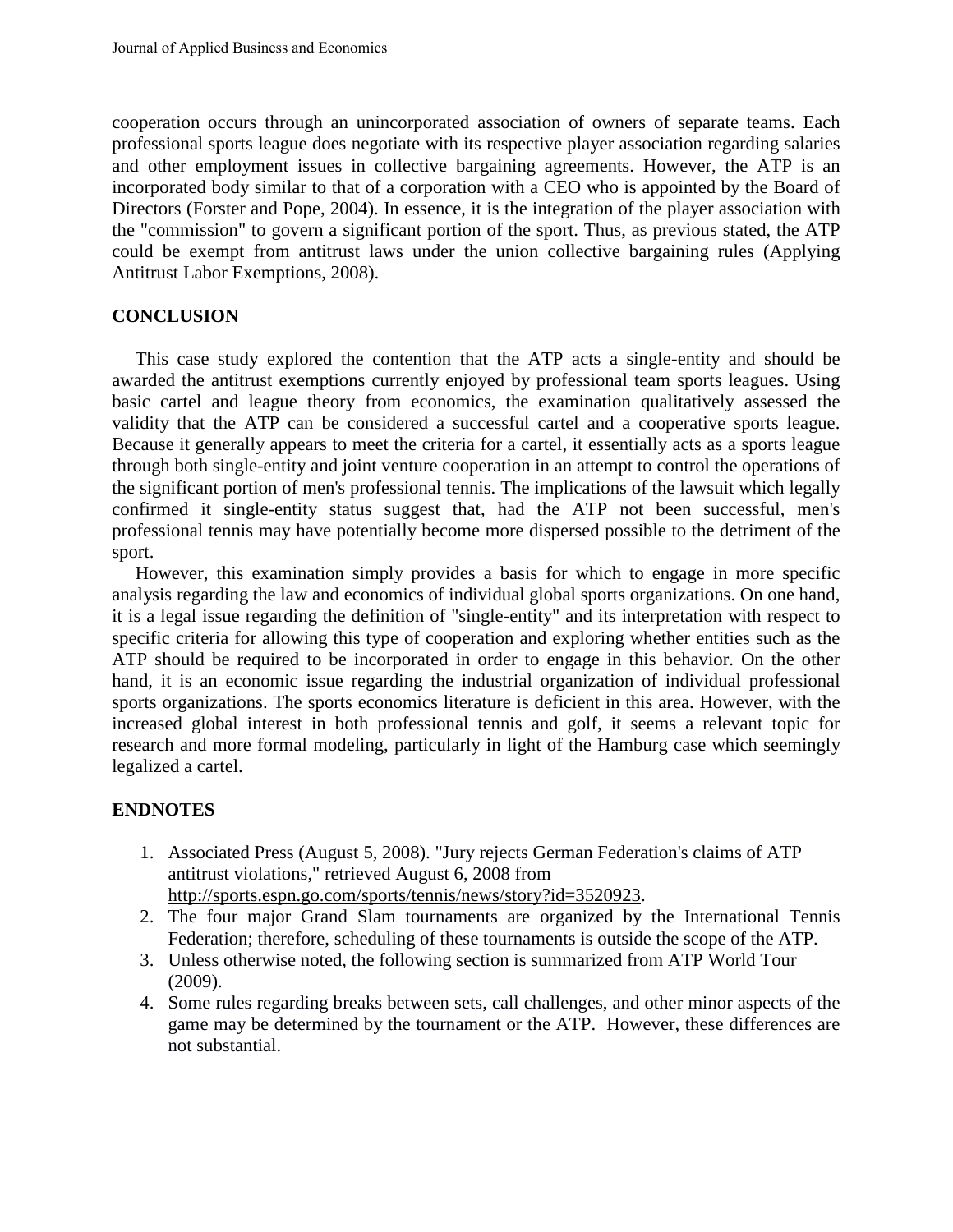cooperation occurs through an unincorporated association of owners of separate teams. Each professional sports league does negotiate with its respective player association regarding salaries and other employment issues in collective bargaining agreements. However, the ATP is an incorporated body similar to that of a corporation with a CEO who is appointed by the Board of Directors (Forster and Pope, 2004). In essence, it is the integration of the player association with the "commission" to govern a significant portion of the sport. Thus, as previous stated, the ATP could be exempt from antitrust laws under the union collective bargaining rules (Applying Antitrust Labor Exemptions, 2008).

## CONCLUSION

This case study explored the contention that the ATP acts a single-entity and should be awarded the antitrust exemptions currently enjoyed by professional team sports leagues. Using basic cartel and league theory from economics, the examination qualitatively assessed the validity that the ATP can be considered a successful cartel and a cooperative sports league. Because it generally appears to meet the criteria for a cartel, it essentially acts as a sports league through both single-entity and joint venture cooperation in an attempt to control the operations of the significant portion of men's professional tennis. The implications of the lawsuit which legally confirmed it single-entity status suggest that, had the ATP not been successful, men's professional tennis may have potentially become more dispersed possible to the detriment of the sport.

However, this examination simply provides a basis for which to engage in more specific analysis regarding the law and economics of individual global sports organizations. On one hand, it is a legal issue regarding the definition of "single-entity" and its interpretation with respect to specific criteria for allowing this type of cooperation and exploring whether entities such as the ATP should be required to be incorporated in order to engage in this behavior. On the other hand, it is an economic issue regarding the industrial organization of individual professional sports organizations. The sports economics literature is deficient in this area. However, with the increased global interest in both professional tennis and golf, it seems a relevant topic for research and more formal modeling, particularly in light of the Hamburg case which seemingly legalized a cartel.

## ENDNOTES

1. Associated Press (August 5, 2008). "Jury rejects German Federation's claims of ATP antitrust violations," retrieved August 6, 2008 from http://sports.espn.go.com/sports/tennis/news/story?id=3520923.
2. The four major Grand Slam tournaments are organized by the International Tennis Federation; therefore, scheduling of these tournaments is outside the scope of the ATP.
3. Unless otherwise noted, the following section is summarized from ATP World Tour (2009).
4. Some rules regarding breaks between sets, call challenges, and other minor aspects of the game may be determined by the tournament or the ATP. However, these differences are not substantial.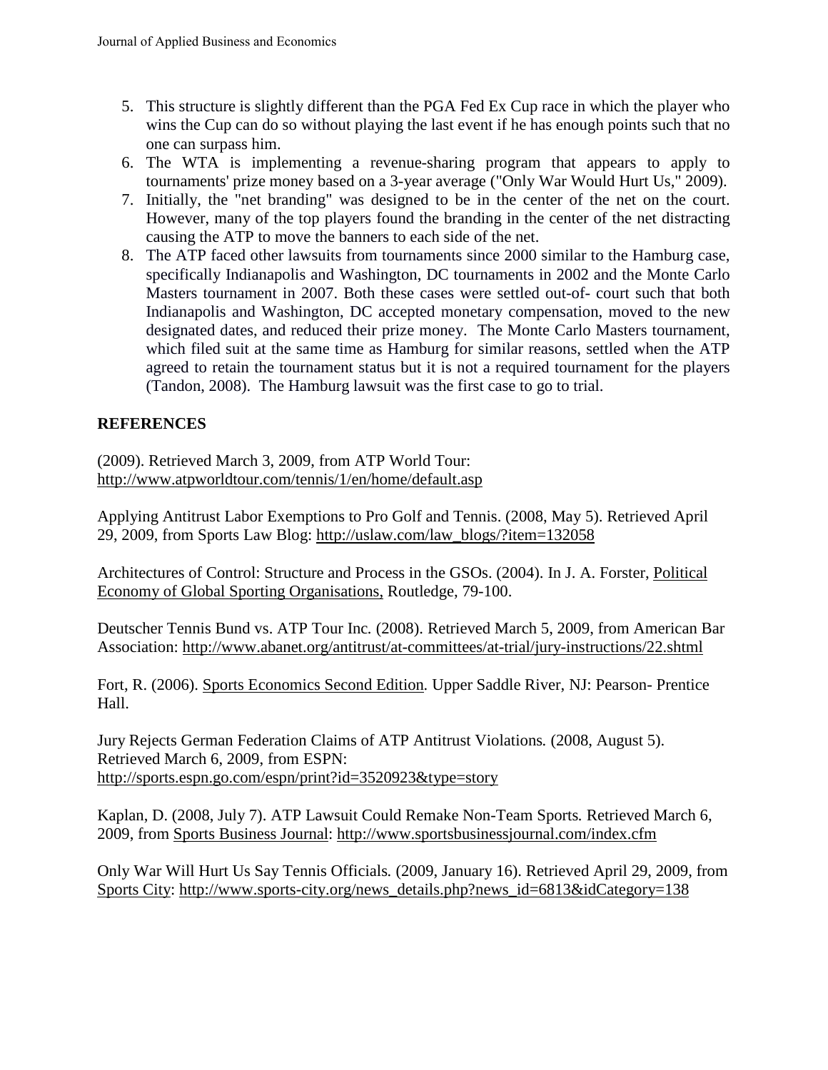5. This structure is slightly different than the PGA Fed Ex Cup race in which the player who wins the Cup can do so without playing the last event if he has enough points such that no one can surpass him.
6. The WTA is implementing a revenue-sharing program that appears to apply to tournaments' prize money based on a 3-year average ("Only War Would Hurt Us," 2009).
7. Initially, the "net branding" was designed to be in the center of the net on the court. However, many of the top players found the branding in the center of the net distracting causing the ATP to move the banners to each side of the net.
8. The ATP faced other lawsuits from tournaments since 2000 similar to the Hamburg case, specifically Indianapolis and Washington, DC tournaments in 2002 and the Monte Carlo Masters tournament in 2007. Both these cases were settled out-of- court such that both Indianapolis and Washington, DC accepted monetary compensation, moved to the new designated dates, and reduced their prize money. The Monte Carlo Masters tournament, which filed suit at the same time as Hamburg for similar reasons, settled when the ATP agreed to retain the tournament status but it is not a required tournament for the players (Tandon, 2008). The Hamburg lawsuit was the first case to go to trial.

## REFERENCES

(2009). Retrieved March 3, 2009, from ATP World Tour: http://www.atpworldtour.com/tennis/1/en/home/default.asp

Applying Antitrust Labor Exemptions to Pro Golf and Tennis. (2008, May 5). Retrieved April 29, 2009, from Sports Law Blog: http://uslaw.com/law_blogs/?item=132058

Architectures of Control: Structure and Process in the GSOs. (2004). In J. A. Forster, Political Economy of Global Sporting Organisations, Routledge, 79-100.

Deutscher Tennis Bund vs. ATP Tour Inc. (2008). Retrieved March 5, 2009, from American Bar Association: http://www.abanet.org/antitrust/at-committees/at-trial/jury-instructions/22.shtml

Fort, R. (2006). Sports Economics Second Edition. Upper Saddle River, NJ: Pearson- Prentice Hall.

Jury Rejects German Federation Claims of ATP Antitrust Violations. (2008, August 5). Retrieved March 6, 2009, from ESPN: http://sports.espn.go.com/espn/print?id=3520923&type=story

Kaplan, D. (2008, July 7). ATP Lawsuit Could Remake Non-Team Sports. Retrieved March 6, 2009, from Sports Business Journal: http://www.sportsbusinessjournal.com/index.cfm

Only War Will Hurt Us Say Tennis Officials. (2009, January 16). Retrieved April 29, 2009, from Sports City: http://www.sports-city.org/news_details.php?news_id=6813&idCategory=138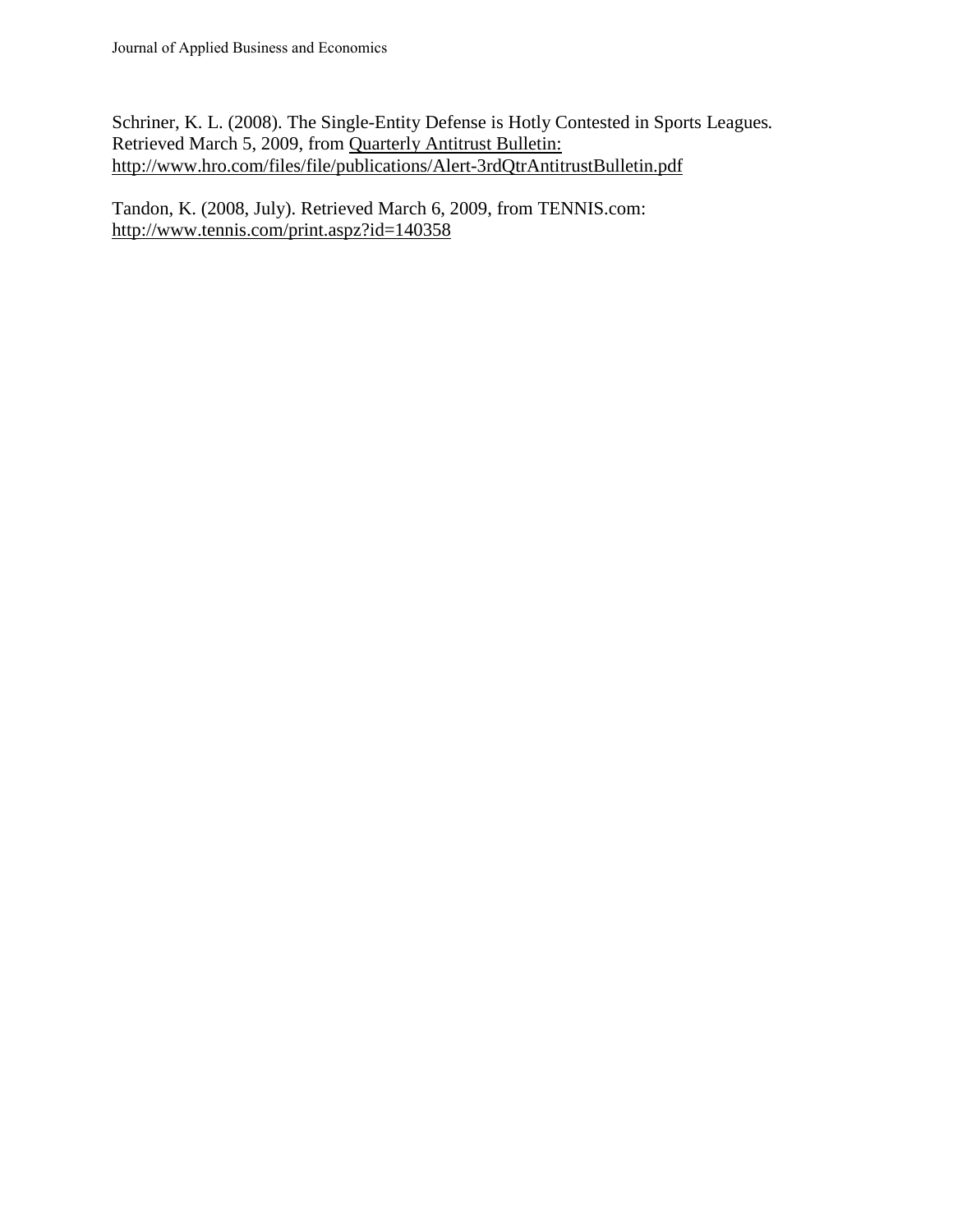Schriner, K. L. (2008). The Single-Entity Defense is Hotly Contested in Sports Leagues. Retrieved March 5, 2009, from Quarterly Antitrust Bulletin: http://www.hro.com/files/file/publications/Alert-3rdQtrAntitrustBulletin.pdf

Tandon, K. (2008, July). Retrieved March 6, 2009, from TENNIS.com: http://www.tennis.com/print.aspz?id=140358